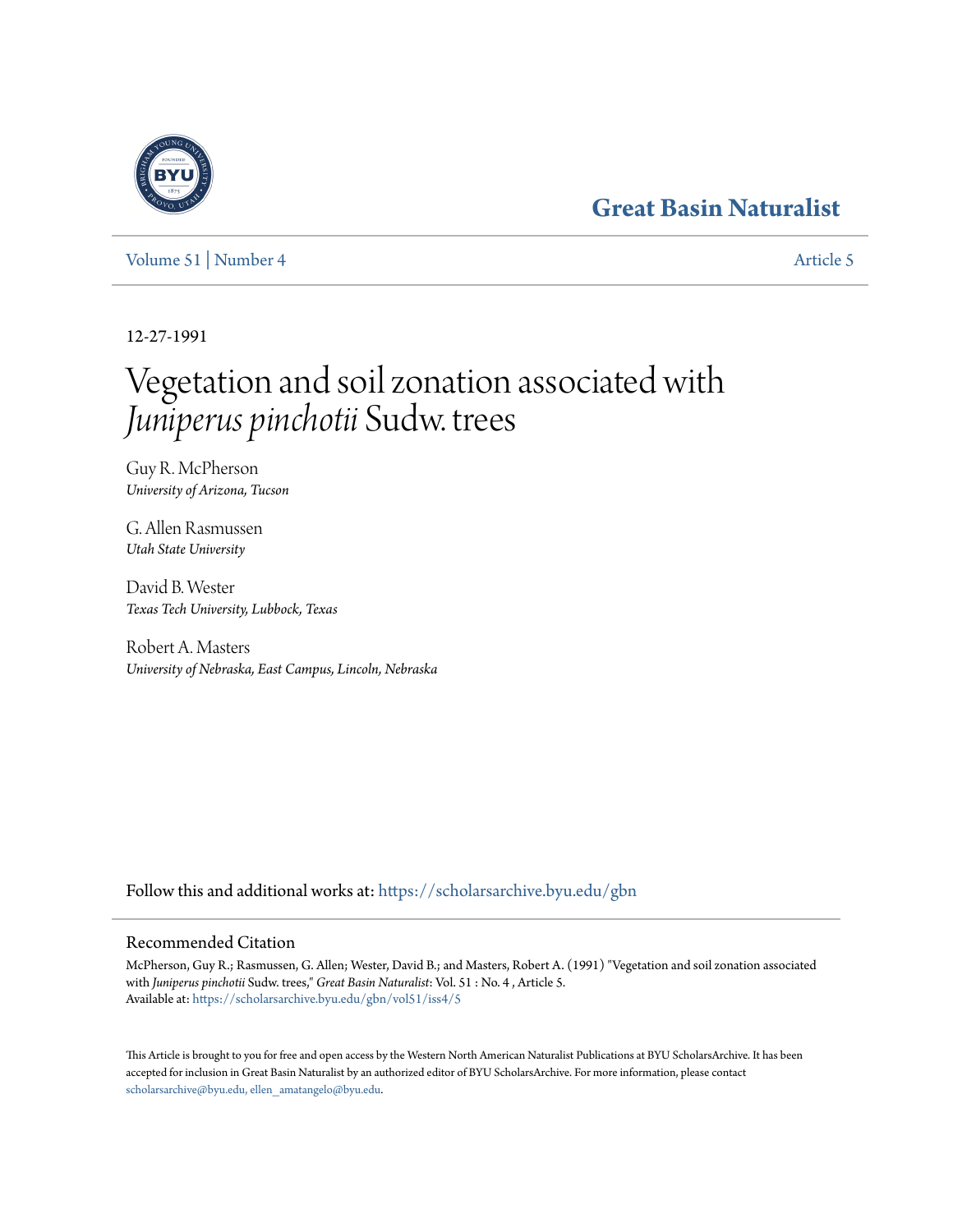Great Basin Naturalist

Volume 51 | Number 4

Article 5

12-27-1991

# Vegetation and soil zonation associated with *Juniperus pinchotii* Sudw. trees

Guy R. McPherson
*University of Arizona, Tucson*

G. Allen Rasmussen
*Utah State University*

David B. Wester
*Texas Tech University, Lubbock, Texas*

Robert A. Masters
*University of Nebraska, East Campus, Lincoln, Nebraska*

Follow this and additional works at: https://scholarsarchive.byu.edu/gbn

## Recommended Citation

McPherson, Guy R.; Rasmussen, G. Allen; Wester, David B.; and Masters, Robert A. (1991) "Vegetation and soil zonation associated with *Juniperus pinchotii* Sudw. trees," *Great Basin Naturalist*: Vol. 51 : No. 4 , Article 5.
Available at: https://scholarsarchive.byu.edu/gbn/vol51/iss4/5

This Article is brought to you for free and open access by the Western North American Naturalist Publications at BYU ScholarsArchive. It has been accepted for inclusion in Great Basin Naturalist by an authorized editor of BYU ScholarsArchive. For more information, please contact scholarsarchive@byu.edu, ellen_amatangelo@byu.edu.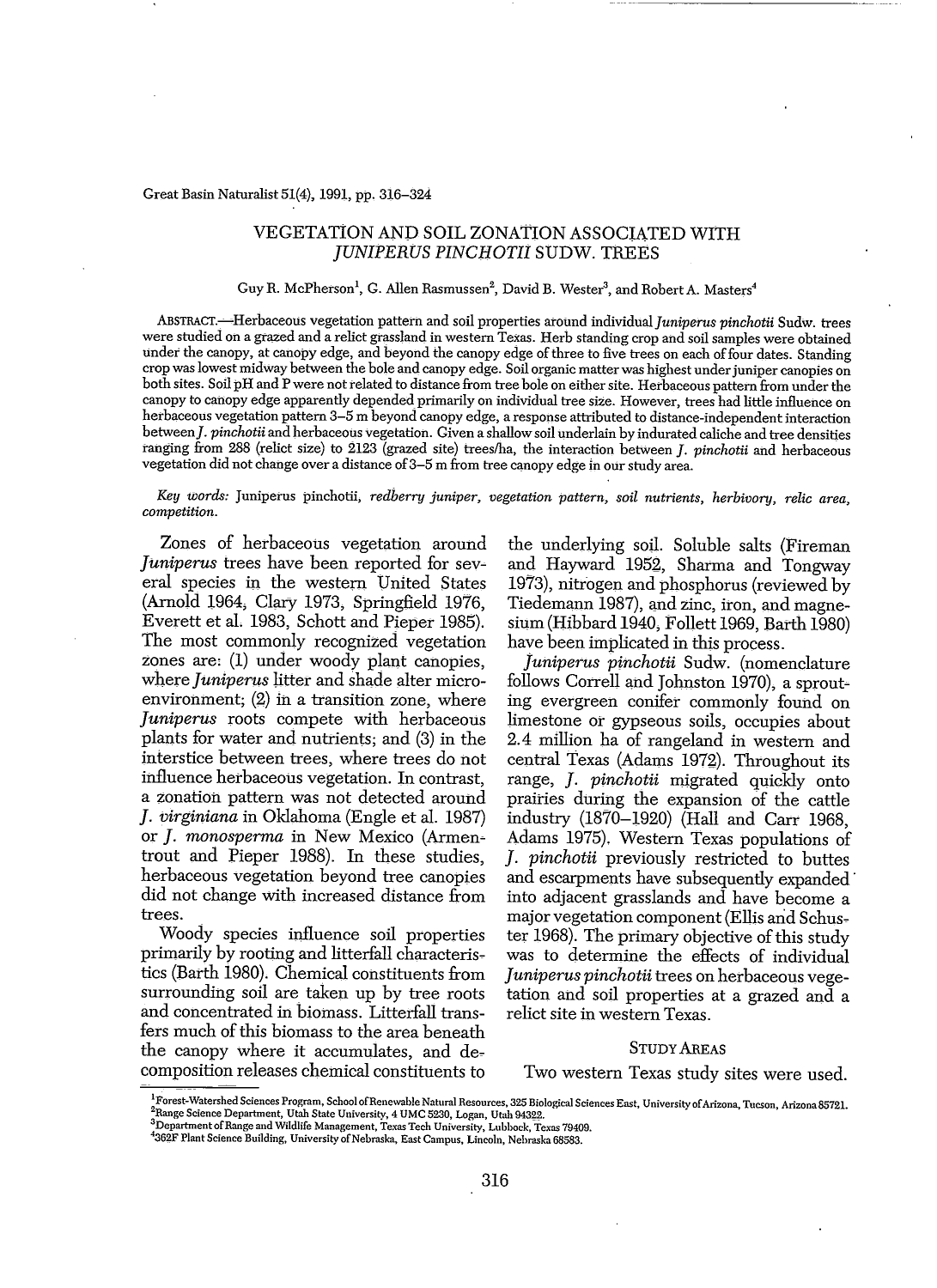Great Basin Naturalist 51(4), 1991, pp. 316–324

# VEGETATION AND SOIL ZONATION ASSOCIATED WITH *JUNIPERUS PINCHOTII* SUDW. TREES

Guy R. McPherson[1], G. Allen Rasmussen[2], David B. Wester[3], and Robert A. Masters[4]

ABSTRACT.—Herbaceous vegetation pattern and soil properties around individual *Juniperus pinchotii* Sudw. trees were studied on a grazed and a relict grassland in western Texas. Herb standing crop and soil samples were obtained under the canopy, at canopy edge, and beyond the canopy edge of three to five trees on each of four dates. Standing crop was lowest midway between the bole and canopy edge. Soil organic matter was highest under juniper canopies on both sites. Soil pH and P were not related to distance from tree bole on either site. Herbaceous pattern from under the canopy to canopy edge apparently depended primarily on individual tree size. However, trees had little influence on herbaceous vegetation pattern 3–5 m beyond canopy edge, a response attributed to distance-independent interaction between *J. pinchotii* and herbaceous vegetation. Given a shallow soil underlain by indurated caliche and tree densities ranging from 288 (relict size) to 2123 (grazed site) trees/ha, the interaction between *J. pinchotii* and herbaceous vegetation did not change over a distance of 3–5 m from tree canopy edge in our study area.

*Key words:* Juniperus pinchotii, *redberry juniper, vegetation pattern, soil nutrients, herbivory, relic area, competition.*

Zones of herbaceous vegetation around *Juniperus* trees have been reported for several species in the western United States (Arnold 1964, Clary 1973, Springfield 1976, Everett et al. 1983, Schott and Pieper 1985). The most commonly recognized vegetation zones are: (1) under woody plant canopies, where *Juniperus* litter and shade alter microenvironment; (2) in a transition zone, where *Juniperus* roots compete with herbaceous plants for water and nutrients; and (3) in the interstice between trees, where trees do not influence herbaceous vegetation. In contrast, a zonation pattern was not detected around *J. virginiana* in Oklahoma (Engle et al. 1987) or *J. monosperma* in New Mexico (Armentrout and Pieper 1988). In these studies, herbaceous vegetation beyond tree canopies did not change with increased distance from trees.

Woody species influence soil properties primarily by rooting and litterfall characteristics (Barth 1980). Chemical constituents from surrounding soil are taken up by tree roots and concentrated in biomass. Litterfall transfers much of this biomass to the area beneath the canopy where it accumulates, and decomposition releases chemical constituents to the underlying soil. Soluble salts (Fireman and Hayward 1952, Sharma and Tongway 1973), nitrogen and phosphorus (reviewed by Tiedemann 1987), and zinc, iron, and magnesium (Hibbard 1940, Follett 1969, Barth 1980) have been implicated in this process.

*Juniperus pinchotii* Sudw. (nomenclature follows Correll and Johnston 1970), a sprouting evergreen conifer commonly found on limestone or gypseous soils, occupies about 2.4 million ha of rangeland in western and central Texas (Adams 1972). Throughout its range, *J. pinchotii* migrated quickly onto prairies during the expansion of the cattle industry (1870–1920) (Hall and Carr 1968, Adams 1975). Western Texas populations of *J. pinchotii* previously restricted to buttes and escarpments have subsequently expanded into adjacent grasslands and have become a major vegetation component (Ellis and Schuster 1968). The primary objective of this study was to determine the effects of individual *Juniperus pinchotii* trees on herbaceous vegetation and soil properties at a grazed and a relict site in western Texas.

## STUDY AREAS

Two western Texas study sites were used.

[1]Forest-Watershed Sciences Program, School of Renewable Natural Resources, 325 Biological Sciences East, University of Arizona, Tucson, Arizona 85721.
[2]Range Science Department, Utah State University, 4 UMC 5230, Logan, Utah 84322.
[3]Department of Range and Wildlife Management, Texas Tech University, Lubbock, Texas 79409.
[4]362F Plant Science Building, University of Nebraska, East Campus, Lincoln, Nebraska 68583.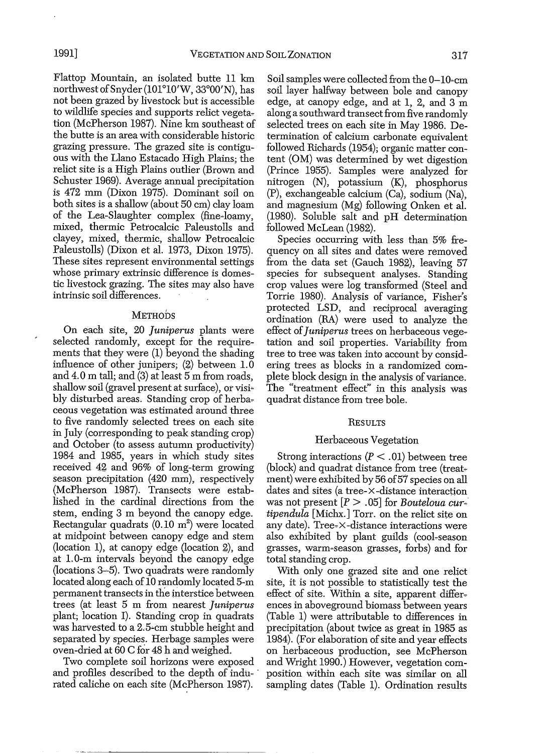Flattop Mountain, an isolated butte 11 km northwest of Snyder (101°10′W, 33°00′N), has not been grazed by livestock but is accessible to wildlife species and supports relict vegetation (McPherson 1987). Nine km southeast of the butte is an area with considerable historic grazing pressure. The grazed site is contiguous with the Llano Estacado High Plains; the relict site is a High Plains outlier (Brown and Schuster 1969). Average annual precipitation is 472 mm (Dixon 1975). Dominant soil on both sites is a shallow (about 50 cm) clay loam of the Lea-Slaughter complex (fine-loamy, mixed, thermic Petrocalcic Paleustolls and clayey, mixed, thermic, shallow Petrocalcic Paleustolls) (Dixon et al. 1973, Dixon 1975). These sites represent environmental settings whose primary extrinsic difference is domestic livestock grazing. The sites may also have intrinsic soil differences.

## METHODS

On each site, 20 *Juniperus* plants were selected randomly, except for the requirements that they were (1) beyond the shading influence of other junipers; (2) between 1.0 and 4.0 m tall; and (3) at least 5 m from roads, shallow soil (gravel present at surface), or visibly disturbed areas. Standing crop of herbaceous vegetation was estimated around three to five randomly selected trees on each site in July (corresponding to peak standing crop) and October (to assess autumn productivity) 1984 and 1985, years in which study sites received 42 and 96% of long-term growing season precipitation (420 mm), respectively (McPherson 1987). Transects were established in the cardinal directions from the stem, ending 3 m beyond the canopy edge. Rectangular quadrats (0.10 $m^2$) were located at midpoint between canopy edge and stem (location 1), at canopy edge (location 2), and at 1.0-m intervals beyond the canopy edge (locations 3–5). Two quadrats were randomly located along each of 10 randomly located 5-m permanent transects in the interstice between trees (at least 5 m from nearest *Juniperus* plant; location I). Standing crop in quadrats was harvested to a 2.5-cm stubble height and separated by species. Herbage samples were oven-dried at 60 C for 48 h and weighed.

Two complete soil horizons were exposed and profiles described to the depth of indurated caliche on each site (McPherson 1987). Soil samples were collected from the 0–10-cm soil layer halfway between bole and canopy edge, at canopy edge, and at 1, 2, and 3 m along a southward transect from five randomly selected trees on each site in May 1986. Determination of calcium carbonate equivalent followed Richards (1954); organic matter content (OM) was determined by wet digestion (Prince 1955). Samples were analyzed for nitrogen (N), potassium (K), phosphorus (P), exchangeable calcium (Ca), sodium (Na), and magnesium (Mg) following Onken et al. (1980). Soluble salt and pH determination followed McLean (1982).

Species occurring with less than 5% frequency on all sites and dates were removed from the data set (Gauch 1982), leaving 57 species for subsequent analyses. Standing crop values were log transformed (Steel and Torrie 1980). Analysis of variance, Fisher's protected LSD, and reciprocal averaging ordination (RA) were used to analyze the effect of *Juniperus* trees on herbaceous vegetation and soil properties. Variability from tree to tree was taken into account by considering trees as blocks in a randomized complete block design in the analysis of variance. The "treatment effect" in this analysis was quadrat distance from tree bole.

## RESULTS

### Herbaceous Vegetation

Strong interactions ($P < .01$) between tree (block) and quadrat distance from tree (treatment) were exhibited by 56 of 57 species on all dates and sites (a tree-×-distance interaction was not present [$P > .05$] for *Bouteloua curtipendula* [Michx.] Torr. on the relict site on any date). Tree-×-distance interactions were also exhibited by plant guilds (cool-season grasses, warm-season grasses, forbs) and for total standing crop.

With only one grazed site and one relict site, it is not possible to statistically test the effect of site. Within a site, apparent differences in aboveground biomass between years (Table 1) were attributable to differences in precipitation (about twice as great in 1985 as 1984). (For elaboration of site and year effects on herbaceous production, see McPherson and Wright 1990.) However, vegetation composition within each site was similar on all sampling dates (Table 1). Ordination results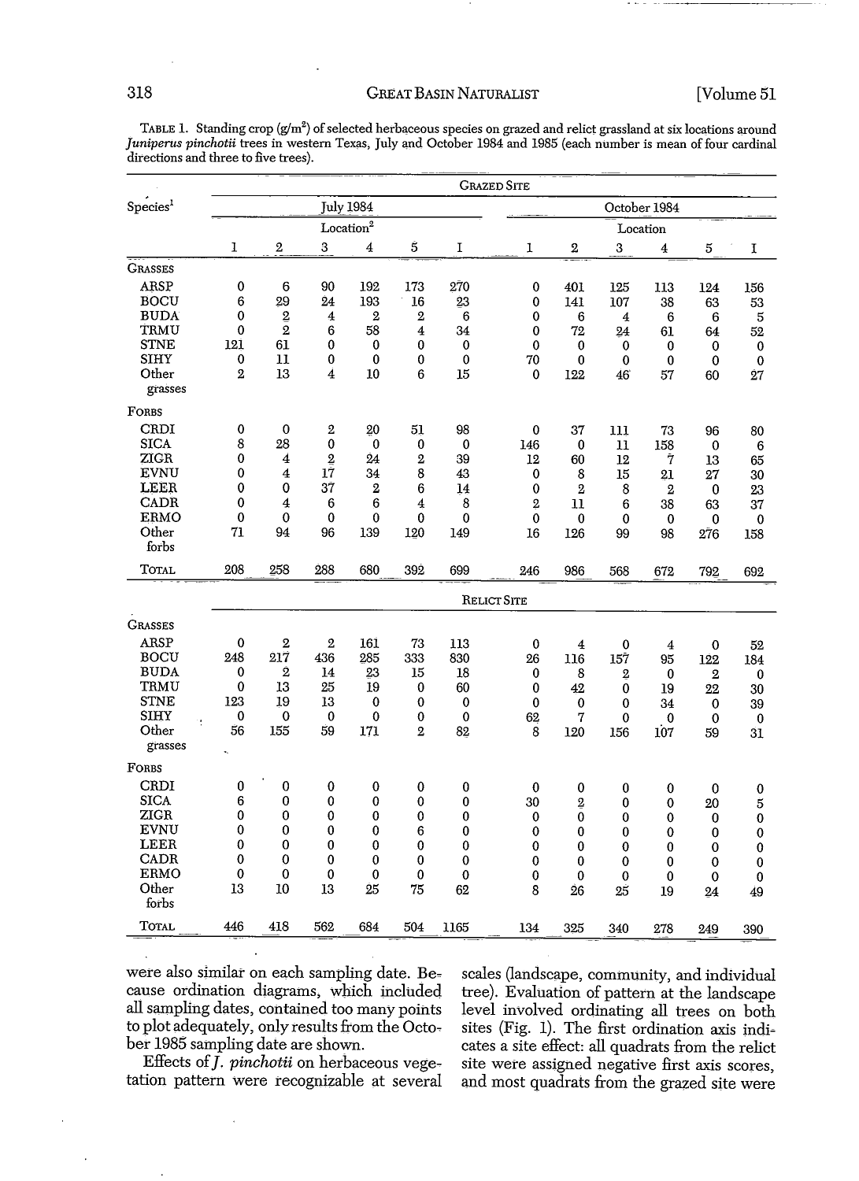TABLE 1. Standing crop (g/m²) of selected herbaceous species on grazed and relict grassland at six locations around *Juniperus pinchotii* trees in western Texas, July and October 1984 and 1985 (each number is mean of four cardinal directions and three to five trees).

| | GRAZED SITE | | | | | | | | | | | |
|---|---|---|---|---|---|---|---|---|---|---|---|---|
| Species[1] | July 1984 | | | | | | October 1984 | | | | | |
| | Location[2] | | | | | | Location | | | | | |
| | 1 | 2 | 3 | 4 | 5 | I | 1 | 2 | 3 | 4 | 5 | I |
| GRASSES | | | | | | | | | | | | |
| ARSP | 0 | 6 | 90 | 192 | 173 | 270 | 0 | 401 | 125 | 113 | 124 | 156 |
| BOCU | 6 | 29 | 24 | 193 | 16 | 23 | 0 | 141 | 107 | 38 | 63 | 53 |
| BUDA | 0 | 2 | 4 | 2 | 2 | 6 | 0 | 6 | 4 | 6 | 6 | 5 |
| TRMU | 0 | 2 | 6 | 58 | 4 | 34 | 0 | 72 | 24 | 61 | 64 | 52 |
| STNE | 121 | 61 | 0 | 0 | 0 | 0 | 0 | 0 | 0 | 0 | 0 | 0 |
| SIHY | 0 | 11 | 0 | 0 | 0 | 0 | 70 | 0 | 0 | 0 | 0 | 0 |
| Other grasses | 2 | 13 | 4 | 10 | 6 | 15 | 0 | 122 | 46 | 57 | 60 | 27 |
| FORBS | | | | | | | | | | | | |
| CRDI | 0 | 0 | 2 | 20 | 51 | 98 | 0 | 37 | 111 | 73 | 96 | 80 |
| SICA | 8 | 28 | 0 | 0 | 0 | 0 | 146 | 0 | 11 | 158 | 0 | 6 |
| ZIGR | 0 | 4 | 2 | 24 | 2 | 39 | 12 | 60 | 12 | 7 | 13 | 65 |
| EVNU | 0 | 4 | 17 | 34 | 8 | 43 | 0 | 8 | 15 | 21 | 27 | 30 |
| LEER | 0 | 0 | 37 | 2 | 6 | 14 | 0 | 2 | 8 | 2 | 0 | 23 |
| CADR | 0 | 4 | 6 | 6 | 4 | 8 | 2 | 11 | 6 | 38 | 63 | 37 |
| ERMO | 0 | 0 | 0 | 0 | 0 | 0 | 0 | 0 | 0 | 0 | 0 | 0 |
| Other forbs | 71 | 94 | 96 | 139 | 120 | 149 | 16 | 126 | 99 | 98 | 276 | 158 |
| TOTAL | 208 | 258 | 288 | 680 | 392 | 699 | 246 | 986 | 568 | 672 | 792 | 692 |
| | RELICT SITE | | | | | | | | | | | |
| GRASSES | | | | | | | | | | | | |
| ARSP | 0 | 2 | 2 | 161 | 73 | 113 | 0 | 4 | 0 | 4 | 0 | 52 |
| BOCU | 248 | 217 | 436 | 285 | 333 | 830 | 26 | 116 | 157 | 95 | 122 | 184 |
| BUDA | 0 | 2 | 14 | 23 | 15 | 18 | 0 | 8 | 2 | 0 | 2 | 0 |
| TRMU | 0 | 13 | 25 | 19 | 0 | 60 | 0 | 42 | 0 | 19 | 22 | 30 |
| STNE | 123 | 19 | 13 | 0 | 0 | 0 | 0 | 0 | 0 | 34 | 0 | 39 |
| SIHY | 0 | 0 | 0 | 0 | 0 | 0 | 62 | 7 | 0 | 0 | 0 | 0 |
| Other grasses | 56 | 155 | 59 | 171 | 2 | 82 | 8 | 120 | 156 | 107 | 59 | 31 |
| FORBS | | | | | | | | | | | | |
| CRDI | 0 | 0 | 0 | 0 | 0 | 0 | 0 | 0 | 0 | 0 | 0 | 0 |
| SICA | 6 | 0 | 0 | 0 | 0 | 0 | 30 | 2 | 0 | 0 | 20 | 5 |
| ZIGR | 0 | 0 | 0 | 0 | 0 | 0 | 0 | 0 | 0 | 0 | 0 | 0 |
| EVNU | 0 | 0 | 0 | 0 | 6 | 0 | 0 | 0 | 0 | 0 | 0 | 0 |
| LEER | 0 | 0 | 0 | 0 | 0 | 0 | 0 | 0 | 0 | 0 | 0 | 0 |
| CADR | 0 | 0 | 0 | 0 | 0 | 0 | 0 | 0 | 0 | 0 | 0 | 0 |
| ERMO | 0 | 0 | 0 | 0 | 0 | 0 | 0 | 0 | 0 | 0 | 0 | 0 |
| Other forbs | 13 | 10 | 13 | 25 | 75 | 62 | 8 | 26 | 25 | 19 | 24 | 49 |
| TOTAL | 446 | 418 | 562 | 684 | 504 | 1165 | 134 | 325 | 340 | 278 | 249 | 390 |

were also similar on each sampling date. Because ordination diagrams, which included all sampling dates, contained too many points to plot adequately, only results from the October 1985 sampling date are shown.

Effects of *J. pinchotii* on herbaceous vegetation pattern were recognizable at several scales (landscape, community, and individual tree). Evaluation of pattern at the landscape level involved ordinating all trees on both sites (Fig. 1). The first ordination axis indicates a site effect: all quadrats from the relict site were assigned negative first axis scores, and most quadrats from the grazed site were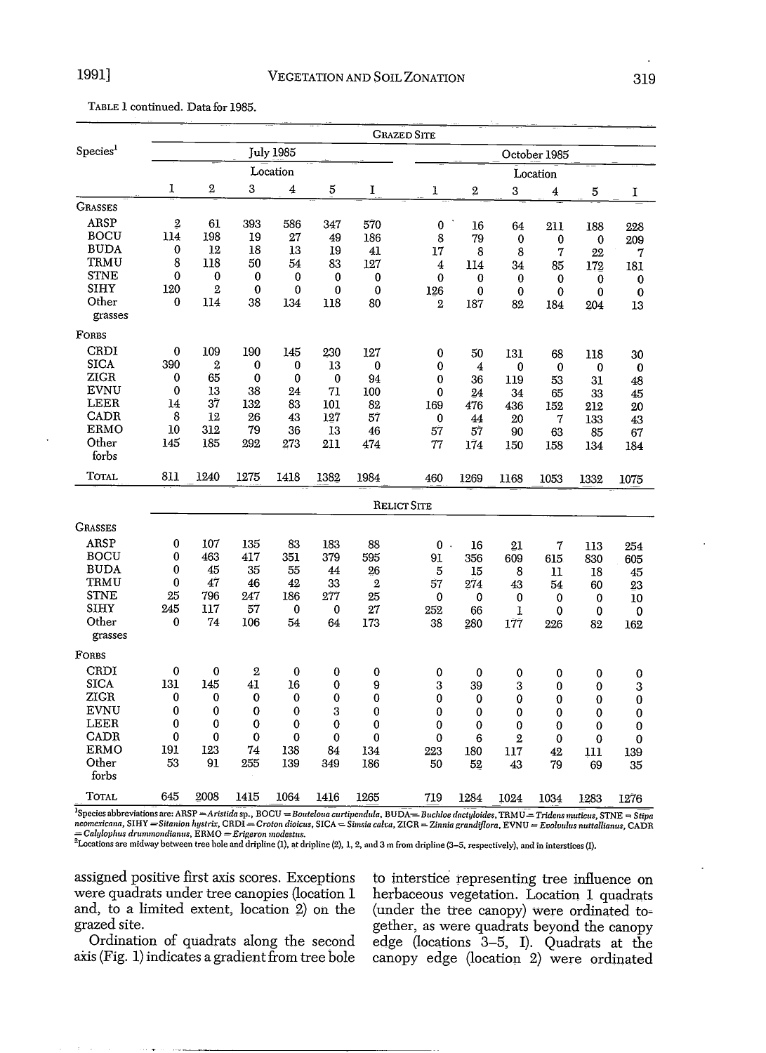TABLE 1 continued. Data for 1985.

| Species[1] | GRAZED SITE | | | | | | | | | | | |
|---|---|---|---|---|---|---|---|---|---|---|---|---|
| | July 1985 | | | | | | October 1985 | | | | | |
| | Location | | | | | | Location | | | | | |
| | 1 | 2 | 3 | 4 | 5 | I | 1 | 2 | 3 | 4 | 5 | I |
| GRASSES | | | | | | | | | | | | |
| ARSP | 2 | 61 | 393 | 586 | 347 | 570 | 0 | 16 | 64 | 211 | 188 | 228 |
| BOCU | 114 | 198 | 19 | 27 | 49 | 186 | 8 | 79 | 0 | 0 | 0 | 209 |
| BUDA | 0 | 12 | 18 | 13 | 19 | 41 | 17 | 8 | 8 | 7 | 22 | 7 |
| TRMU | 8 | 118 | 50 | 54 | 83 | 127 | 4 | 114 | 34 | 85 | 172 | 181 |
| STNE | 0 | 0 | 0 | 0 | 0 | 0 | 0 | 0 | 0 | 0 | 0 | 0 |
| SIHY | 120 | 2 | 0 | 0 | 0 | 0 | 126 | 0 | 0 | 0 | 0 | 0 |
| Other grasses | 0 | 114 | 38 | 134 | 118 | 80 | 2 | 187 | 82 | 184 | 204 | 13 |
| FORBS | | | | | | | | | | | | |
| CRDI | 0 | 109 | 190 | 145 | 230 | 127 | 0 | 50 | 131 | 68 | 118 | 30 |
| SICA | 390 | 2 | 0 | 0 | 13 | 0 | 0 | 4 | 0 | 0 | 0 | 0 |
| ZIGR | 0 | 65 | 0 | 0 | 0 | 94 | 0 | 36 | 119 | 53 | 31 | 48 |
| EVNU | 0 | 13 | 38 | 24 | 71 | 100 | 0 | 24 | 34 | 65 | 33 | 45 |
| LEER | 14 | 37 | 132 | 83 | 101 | 82 | 169 | 476 | 436 | 152 | 212 | 20 |
| CADR | 8 | 12 | 26 | 43 | 127 | 57 | 0 | 44 | 20 | 7 | 133 | 43 |
| ERMO | 10 | 312 | 79 | 36 | 13 | 46 | 57 | 57 | 90 | 63 | 85 | 67 |
| Other forbs | 145 | 185 | 292 | 273 | 211 | 474 | 77 | 174 | 150 | 158 | 134 | 184 |
| TOTAL | 811 | 1240 | 1275 | 1418 | 1382 | 1984 | 460 | 1269 | 1168 | 1053 | 1332 | 1075 |
| | RELICT SITE | | | | | | | | | | | |
| GRASSES | | | | | | | | | | | | |
| ARSP | 0 | 107 | 135 | 83 | 183 | 88 | 0 | 16 | 21 | 7 | 113 | 254 |
| BOCU | 0 | 463 | 417 | 351 | 379 | 595 | 91 | 356 | 609 | 615 | 830 | 605 |
| BUDA | 0 | 45 | 35 | 55 | 44 | 26 | 5 | 15 | 8 | 11 | 18 | 45 |
| TRMU | 0 | 47 | 46 | 42 | 33 | 2 | 57 | 274 | 43 | 54 | 60 | 23 |
| STNE | 25 | 796 | 247 | 186 | 277 | 25 | 0 | 0 | 0 | 0 | 0 | 10 |
| SIHY | 245 | 117 | 57 | 0 | 0 | 27 | 252 | 66 | 1 | 0 | 0 | 0 |
| Other grasses | 0 | 74 | 106 | 54 | 64 | 173 | 38 | 280 | 177 | 226 | 82 | 162 |
| FORBS | | | | | | | | | | | | |
| CRDI | 0 | 0 | 2 | 0 | 0 | 0 | 0 | 0 | 0 | 0 | 0 | 0 |
| SICA | 131 | 145 | 41 | 16 | 0 | 9 | 3 | 39 | 3 | 0 | 0 | 3 |
| ZIGR | 0 | 0 | 0 | 0 | 0 | 0 | 0 | 0 | 0 | 0 | 0 | 0 |
| EVNU | 0 | 0 | 0 | 0 | 3 | 0 | 0 | 0 | 0 | 0 | 0 | 0 |
| LEER | 0 | 0 | 0 | 0 | 0 | 0 | 0 | 0 | 0 | 0 | 0 | 0 |
| CADR | 0 | 0 | 0 | 0 | 0 | 0 | 0 | 6 | 2 | 0 | 0 | 0 |
| ERMO | 191 | 123 | 74 | 138 | 84 | 134 | 223 | 180 | 117 | 42 | 111 | 139 |
| Other forbs | 53 | 91 | 255 | 139 | 349 | 186 | 50 | 52 | 43 | 79 | 69 | 35 |
| TOTAL | 645 | 2008 | 1415 | 1064 | 1416 | 1265 | 719 | 1284 | 1024 | 1034 | 1283 | 1276 |

[1]Species abbreviations are: ARSP = *Aristida* sp., BOCU = *Bouteloua curtipendula*, BUDA = *Buchloe dactyloides*, TRMU = *Tridens muticus*, STNE = *Stipa neomexicana*, SIHY = *Sitanion hystrix*, CRDI = *Croton dioicus*, SICA = *Simsia calva*, ZIGR = *Zinnia grandiflora*, EVNU = *Evolvulus nuttallianus*, CADR = *Calylophus drummondianus*, ERMO = *Erigeron modestus*.

[2]Locations are midway between tree bole and dripline (1), at dripline (2), 1, 2, and 3 m from dripline (3–5, respectively), and in interstices (I).

assigned positive first axis scores. Exceptions were quadrats under tree canopies (location 1 and, to a limited extent, location 2) on the grazed site.

Ordination of quadrats along the second axis (Fig. 1) indicates a gradient from tree bole to interstice representing tree influence on herbaceous vegetation. Location 1 quadrats (under the tree canopy) were ordinated together, as were quadrats beyond the canopy edge (locations 3–5, I). Quadrats at the canopy edge (location 2) were ordinated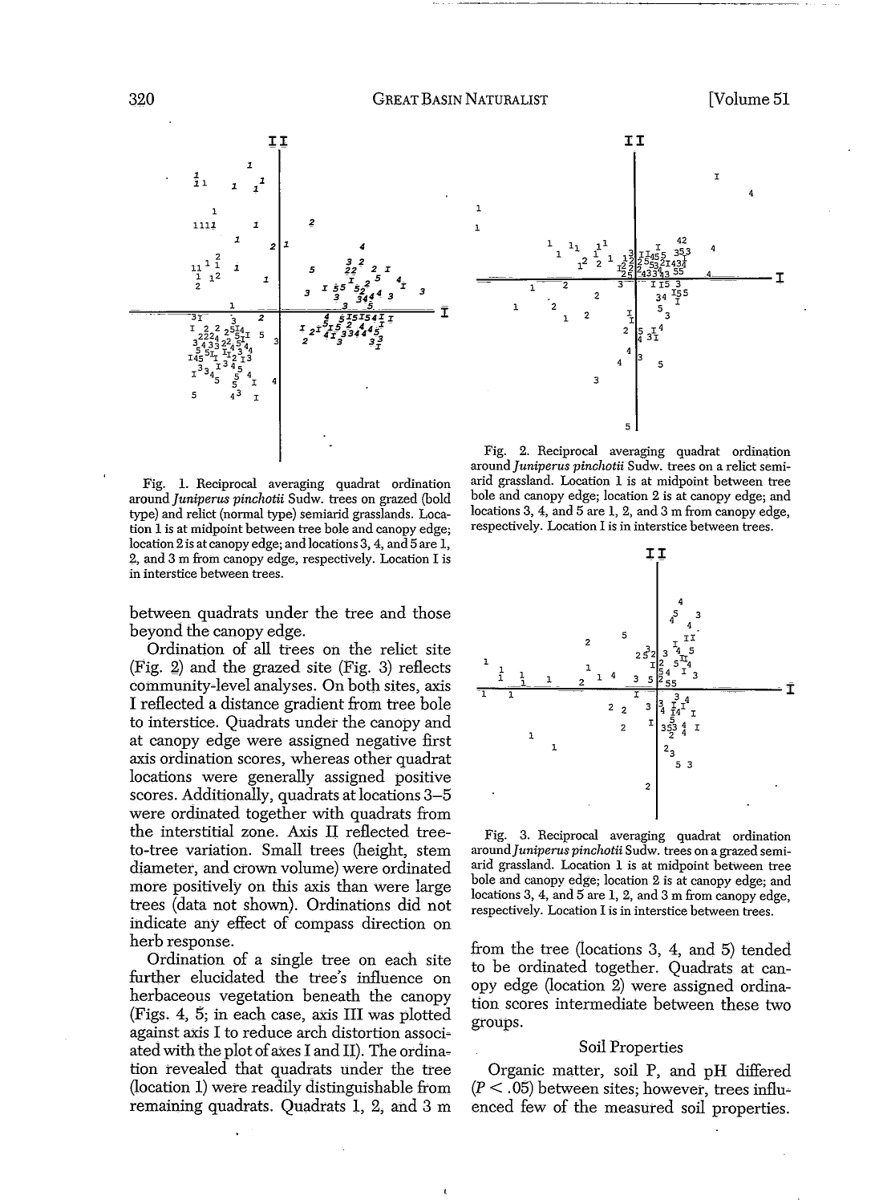Fig. 1. Reciprocal averaging quadrat ordination around *Juniperus pinchotii* Sudw. trees on grazed (bold type) and relict (normal type) semiarid grasslands. Location 1 is at midpoint between tree bole and canopy edge; location 2 is at canopy edge; and locations 3, 4, and 5 are 1, 2, and 3 m from canopy edge, respectively. Location I is in interstice between trees.

Fig. 2. Reciprocal averaging quadrat ordination around *Juniperus pinchotii* Sudw. trees on a relict semiarid grassland. Location 1 is at midpoint between tree bole and canopy edge; location 2 is at canopy edge; and locations 3, 4, and 5 are 1, 2, and 3 m from canopy edge, respectively. Location I is in interstice between trees.

between quadrats under the tree and those beyond the canopy edge.

Ordination of all trees on the relict site (Fig. 2) and the grazed site (Fig. 3) reflects community-level analyses. On both sites, axis I reflected a distance gradient from tree bole to interstice. Quadrats under the canopy and at canopy edge were assigned negative first axis ordination scores, whereas other quadrat locations were generally assigned positive scores. Additionally, quadrats at locations 3–5 were ordinated together with quadrats from the interstitial zone. Axis II reflected tree-to-tree variation. Small trees (height, stem diameter, and crown volume) were ordinated more positively on this axis than were large trees (data not shown). Ordinations did not indicate any effect of compass direction on herb response.

Ordination of a single tree on each site further elucidated the tree's influence on herbaceous vegetation beneath the canopy (Figs. 4, 5; in each case, axis III was plotted against axis I to reduce arch distortion associated with the plot of axes I and II). The ordination revealed that quadrats under the tree (location 1) were readily distinguishable from remaining quadrats. Quadrats 1, 2, and 3 m from the tree (locations 3, 4, and 5) tended to be ordinated together. Quadrats at canopy edge (location 2) were assigned ordination scores intermediate between these two groups.

Fig. 3. Reciprocal averaging quadrat ordination around *Juniperus pinchotii* Sudw. trees on a grazed semiarid grassland. Location 1 is at midpoint between tree bole and canopy edge; location 2 is at canopy edge; and locations 3, 4, and 5 are 1, 2, and 3 m from canopy edge, respectively. Location I is in interstice between trees.

## Soil Properties

Organic matter, soil P, and pH differed ($P < .05$) between sites; however, trees influenced few of the measured soil properties.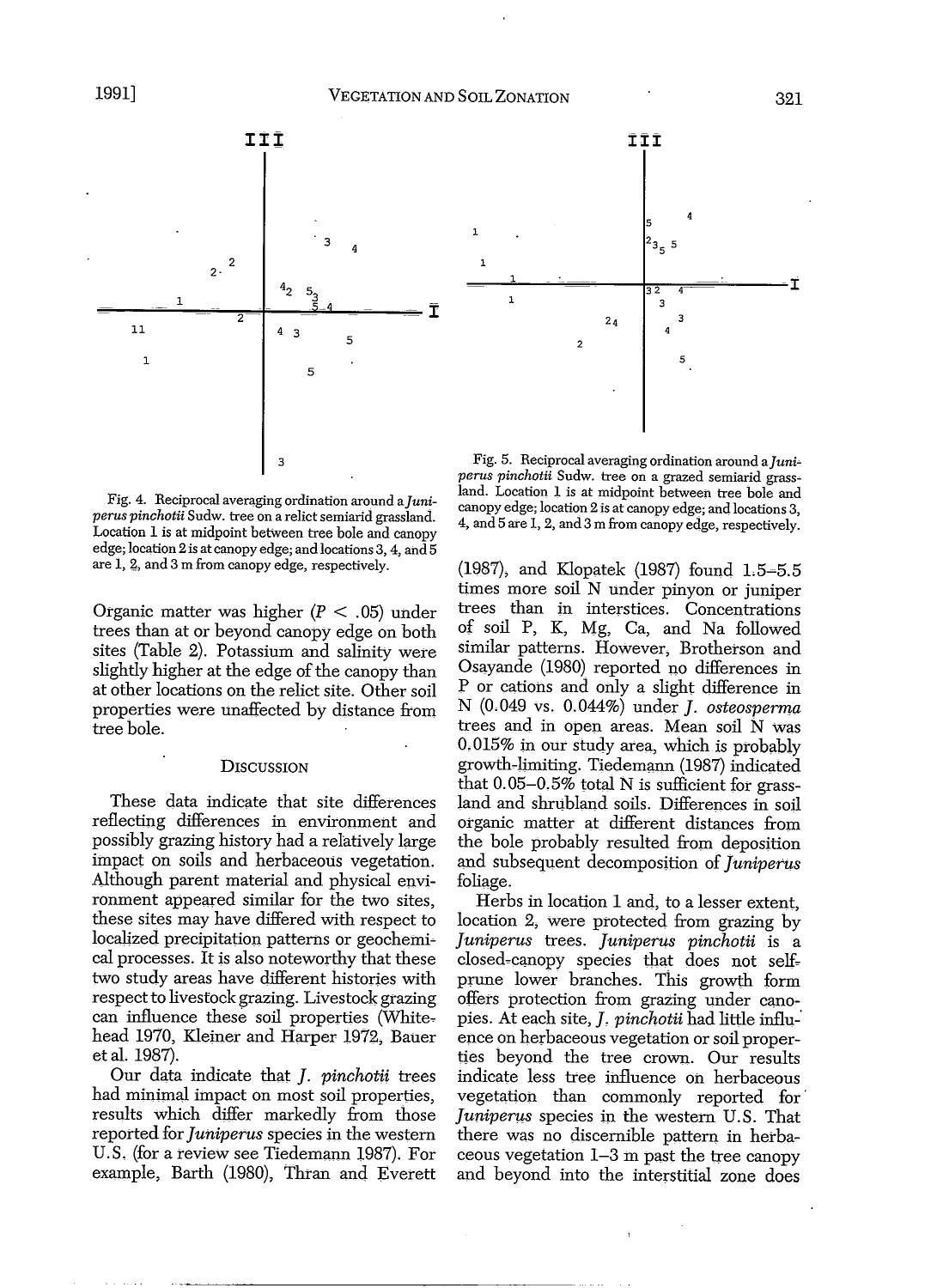Fig. 4. Reciprocal averaging ordination around a *Juniperus pinchotii* Sudw. tree on a relict semiarid grassland. Location 1 is at midpoint between tree bole and canopy edge; location 2 is at canopy edge; and locations 3, 4, and 5 are 1, 2, and 3 m from canopy edge, respectively.

Fig. 5. Reciprocal averaging ordination around a *Juniperus pinchotii* Sudw. tree on a grazed semiarid grassland. Location 1 is at midpoint between tree bole and canopy edge; location 2 is at canopy edge; and locations 3, 4, and 5 are 1, 2, and 3 m from canopy edge, respectively.

Organic matter was higher ($P < .05$) under trees than at or beyond canopy edge on both sites (Table 2). Potassium and salinity were slightly higher at the edge of the canopy than at other locations on the relict site. Other soil properties were unaffected by distance from tree bole.

## Discussion

These data indicate that site differences reflecting differences in environment and possibly grazing history had a relatively large impact on soils and herbaceous vegetation. Although parent material and physical environment appeared similar for the two sites, these sites may have differed with respect to localized precipitation patterns or geochemical processes. It is also noteworthy that these two study areas have different histories with respect to livestock grazing. Livestock grazing can influence these soil properties (Whitehead 1970, Kleiner and Harper 1972, Bauer et al. 1987).

Our data indicate that *J. pinchotii* trees had minimal impact on most soil properties, results which differ markedly from those reported for *Juniperus* species in the western U.S. (for a review see Tiedemann 1987). For example, Barth (1980), Thran and Everett (1987), and Klopatek (1987) found 1.5–5.5 times more soil N under pinyon or juniper trees than in interstices. Concentrations of soil P, K, Mg, Ca, and Na followed similar patterns. However, Brotherson and Osayande (1980) reported no differences in P or cations and only a slight difference in N (0.049 vs. 0.044%) under *J. osteosperma* trees and in open areas. Mean soil N was 0.015% in our study area, which is probably growth-limiting. Tiedemann (1987) indicated that 0.05–0.5% total N is sufficient for grassland and shrubland soils. Differences in soil organic matter at different distances from the bole probably resulted from deposition and subsequent decomposition of *Juniperus* foliage.

Herbs in location 1 and, to a lesser extent, location 2, were protected from grazing by *Juniperus* trees. *Juniperus pinchotii* is a closed-canopy species that does not self-prune lower branches. This growth form offers protection from grazing under canopies. At each site, *J. pinchotii* had little influence on herbaceous vegetation or soil properties beyond the tree crown. Our results indicate less tree influence on herbaceous vegetation than commonly reported for *Juniperus* species in the western U.S. That there was no discernible pattern in herbaceous vegetation 1–3 m past the tree canopy and beyond into the interstitial zone does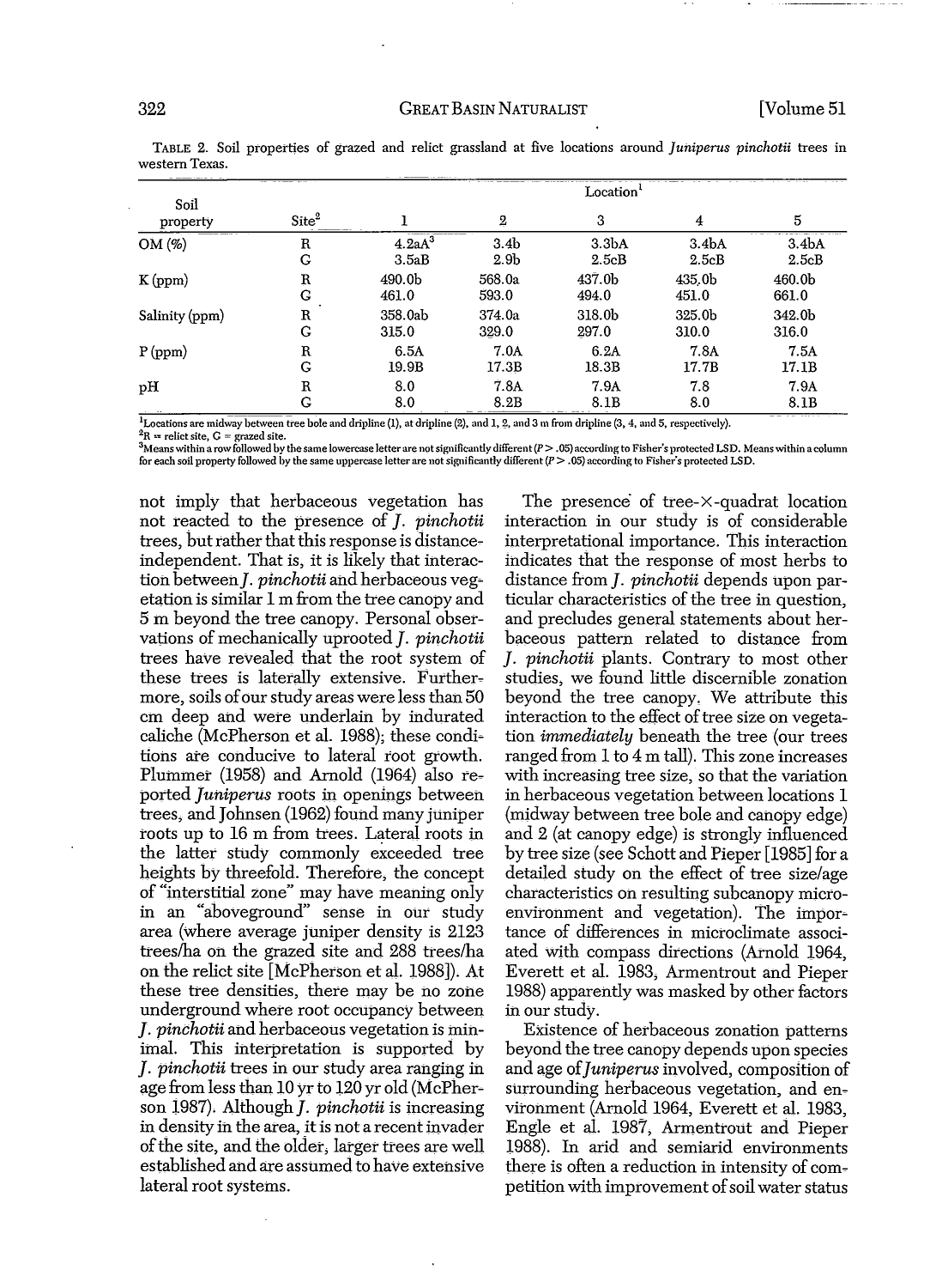TABLE 2. Soil properties of grazed and relict grassland at five locations around *Juniperus pinchotii* trees in western Texas.

| Soil property | Site[2] | Location[1] | | | | |
|---|---|---|---|---|---|---|
| | | 1 | 2 | 3 | 4 | 5 |
| OM (%) | R | 4.2aA[3] | 3.4b | 3.3bA | 3.4bA | 3.4bA |
| | G | 3.5aB | 2.9b | 2.5cB | 2.5cB | 2.5cB |
| K (ppm) | R | 490.0b | 568.0a | 437.0b | 435.0b | 460.0b |
| | G | 461.0 | 593.0 | 494.0 | 451.0 | 661.0 |
| Salinity (ppm) | R | 358.0ab | 374.0a | 318.0b | 325.0b | 342.0b |
| | G | 315.0 | 329.0 | 297.0 | 310.0 | 316.0 |
| P (ppm) | R | 6.5A | 7.0A | 6.2A | 7.8A | 7.5A |
| | G | 19.9B | 17.3B | 18.3B | 17.7B | 17.1B |
| pH | R | 8.0 | 7.8A | 7.9A | 7.8 | 7.9A |
| | G | 8.0 | 8.2B | 8.1B | 8.0 | 8.1B |

[1]Locations are midway between tree bole and dripline (1), at dripline (2), and 1, 2, and 3 m from dripline (3, 4, and 5, respectively).
[2]R = relict site, G = grazed site.
[3]Means within a row followed by the same lowercase letter are not significantly different ($P > .05$) according to Fisher's protected LSD. Means within a column for each soil property followed by the same uppercase letter are not significantly different ($P > .05$) according to Fisher's protected LSD.

not imply that herbaceous vegetation has not reacted to the presence of *J. pinchotii* trees, but rather that this response is distance-independent. That is, it is likely that interaction between *J. pinchotii* and herbaceous vegetation is similar 1 m from the tree canopy and 5 m beyond the tree canopy. Personal observations of mechanically uprooted *J. pinchotii* trees have revealed that the root system of these trees is laterally extensive. Furthermore, soils of our study areas were less than 50 cm deep and were underlain by indurated caliche (McPherson et al. 1988); these conditions are conducive to lateral root growth. Plummer (1958) and Arnold (1964) also reported *Juniperus* roots in openings between trees, and Johnsen (1962) found many juniper roots up to 16 m from trees. Lateral roots in the latter study commonly exceeded tree heights by threefold. Therefore, the concept of "interstitial zone" may have meaning only in an "aboveground" sense in our study area (where average juniper density is 2123 trees/ha on the grazed site and 288 trees/ha on the relict site [McPherson et al. 1988]). At these tree densities, there may be no zone underground where root occupancy between *J. pinchotii* and herbaceous vegetation is minimal. This interpretation is supported by *J. pinchotii* trees in our study area ranging in age from less than 10 yr to 120 yr old (McPherson 1987). Although *J. pinchotii* is increasing in density in the area, it is not a recent invader of the site, and the older, larger trees are well established and are assumed to have extensive lateral root systems.

The presence of tree-×-quadrat location interaction in our study is of considerable interpretational importance. This interaction indicates that the response of most herbs to distance from *J. pinchotii* depends upon particular characteristics of the tree in question, and precludes general statements about herbaceous pattern related to distance from *J. pinchotii* plants. Contrary to most other studies, we found little discernible zonation beyond the tree canopy. We attribute this interaction to the effect of tree size on vegetation *immediately* beneath the tree (our trees ranged from 1 to 4 m tall). This zone increases with increasing tree size, so that the variation in herbaceous vegetation between locations 1 (midway between tree bole and canopy edge) and 2 (at canopy edge) is strongly influenced by tree size (see Schott and Pieper [1985] for a detailed study on the effect of tree size/age characteristics on resulting subcanopy microenvironment and vegetation). The importance of differences in microclimate associated with compass directions (Arnold 1964, Everett et al. 1983, Armentrout and Pieper 1988) apparently was masked by other factors in our study.

Existence of herbaceous zonation patterns beyond the tree canopy depends upon species and age of *Juniperus* involved, composition of surrounding herbaceous vegetation, and environment (Arnold 1964, Everett et al. 1983, Engle et al. 1987, Armentrout and Pieper 1988). In arid and semiarid environments there is often a reduction in intensity of competition with improvement of soil water status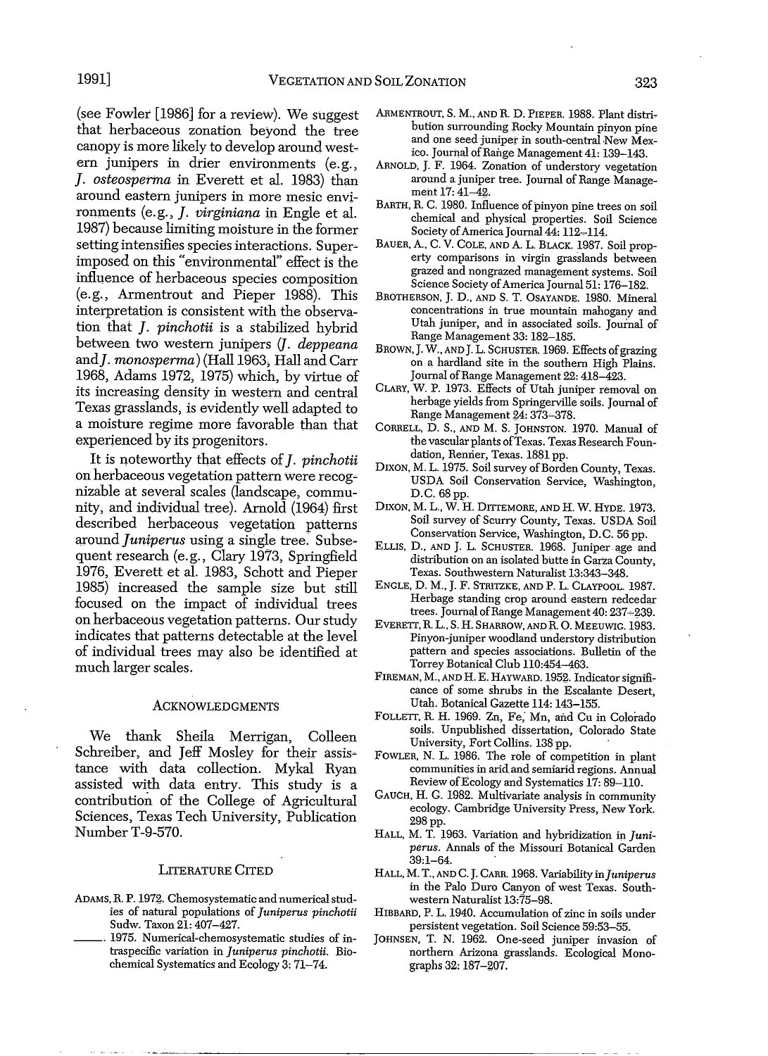(see Fowler [1986] for a review). We suggest that herbaceous zonation beyond the tree canopy is more likely to develop around western junipers in drier environments (e.g., *J. osteosperma* in Everett et al. 1983) than around eastern junipers in more mesic environments (e.g., *J. virginiana* in Engle et al. 1987) because limiting moisture in the former setting intensifies species interactions. Superimposed on this "environmental" effect is the influence of herbaceous species composition (e.g., Armentrout and Pieper 1988). This interpretation is consistent with the observation that *J. pinchotii* is a stabilized hybrid between two western junipers (*J. deppeana* and *J. monosperma*) (Hall 1963, Hall and Carr 1968, Adams 1972, 1975) which, by virtue of its increasing density in western and central Texas grasslands, is evidently well adapted to a moisture regime more favorable than that experienced by its progenitors.

It is noteworthy that effects of *J. pinchotii* on herbaceous vegetation pattern were recognizable at several scales (landscape, community, and individual tree). Arnold (1964) first described herbaceous vegetation patterns around *Juniperus* using a single tree. Subsequent research (e.g., Clary 1973, Springfield 1976, Everett et al. 1983, Schott and Pieper 1985) increased the sample size but still focused on the impact of individual trees on herbaceous vegetation patterns. Our study indicates that patterns detectable at the level of individual trees may also be identified at much larger scales.

## Acknowledgments

We thank Sheila Merrigan, Colleen Schreiber, and Jeff Mosley for their assistance with data collection. Mykal Ryan assisted with data entry. This study is a contribution of the College of Agricultural Sciences, Texas Tech University, Publication Number T-9-570.

## Literature Cited

Adams, R. P. 1972. Chemosystematic and numerical studies of natural populations of *Juniperus pinchotii* Sudw. Taxon 21: 407–427.

———. 1975. Numerical-chemosystematic studies of infraspecific variation in *Juniperus pinchotii*. Biochemical Systematics and Ecology 3: 71–74.

Armentrout, S. M., and R. D. Pieper. 1988. Plant distribution surrounding Rocky Mountain pinyon pine and one seed juniper in south-central New Mexico. Journal of Range Management 41: 139–143.

Arnold, J. F. 1964. Zonation of understory vegetation around a juniper tree. Journal of Range Management 17: 41–42.

Barth, R. C. 1980. Influence of pinyon pine trees on soil chemical and physical properties. Soil Science Society of America Journal 44: 112–114.

Bauer, A., C. V. Cole, and A. L. Black. 1987. Soil property comparisons in virgin grasslands between grazed and nongrazed management systems. Soil Science Society of America Journal 51: 176–182.

Brotherson, J. D., and S. T. Osayande. 1980. Mineral concentrations in true mountain mahogany and Utah juniper, and in associated soils. Journal of Range Management 33: 182–185.

Brown, J. W., and J. L. Schuster. 1969. Effects of grazing on a hardland site in the southern High Plains. Journal of Range Management 22: 418–423.

Clary, W. P. 1973. Effects of Utah juniper removal on herbage yields from Springerville soils. Journal of Range Management 24: 373–378.

Correll, D. S., and M. S. Johnston. 1970. Manual of the vascular plants of Texas. Texas Research Foundation, Renner, Texas. 1881 pp.

Dixon, M. L. 1975. Soil survey of Borden County, Texas. USDA Soil Conservation Service, Washington, D.C. 68 pp.

Dixon, M. L., W. H. Dittemore, and H. W. Hyde. 1973. Soil survey of Scurry County, Texas. USDA Soil Conservation Service, Washington, D.C. 56 pp.

Ellis, D., and J. L. Schuster. 1968. Juniper age and distribution on an isolated butte in Garza County, Texas. Southwestern Naturalist 13:343–348.

Engle, D. M., J. F. Stritzke, and P. L. Claypool. 1987. Herbage standing crop around eastern redcedar trees. Journal of Range Management 40: 237–239.

Everett, R. L., S. H. Sharrow, and R. O. Meeuwig. 1983. Pinyon-juniper woodland understory distribution pattern and species associations. Bulletin of the Torrey Botanical Club 110:454–463.

Fireman, M., and H. E. Hayward. 1952. Indicator significance of some shrubs in the Escalante Desert, Utah. Botanical Gazette 114: 143–155.

Follett, R. H. 1969. Zn, Fe, Mn, and Cu in Colorado soils. Unpublished dissertation, Colorado State University, Fort Collins. 138 pp.

Fowler, N. L. 1986. The role of competition in plant communities in arid and semiarid regions. Annual Review of Ecology and Systematics 17: 89–110.

Gauch, H. G. 1982. Multivariate analysis in community ecology. Cambridge University Press, New York. 298 pp.

Hall, M. T. 1963. Variation and hybridization in *Juniperus*. Annals of the Missouri Botanical Garden 39:1–64.

Hall, M. T., and C. J. Carr. 1968. Variability in *Juniperus* in the Palo Duro Canyon of west Texas. Southwestern Naturalist 13:75–98.

Hibbard, P. L. 1940. Accumulation of zinc in soils under persistent vegetation. Soil Science 59:53–55.

Johnsen, T. N. 1962. One-seed juniper invasion of northern Arizona grasslands. Ecological Monographs 32: 187–207.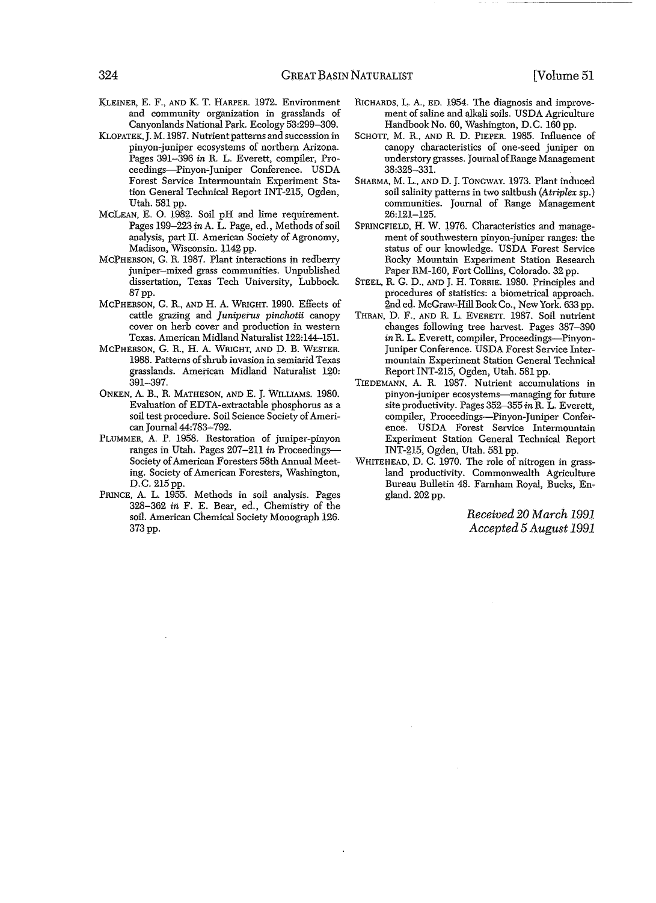KLEINER, E. F., AND K. T. HARPER. 1972. Environment and community organization in grasslands of Canyonlands National Park. Ecology 53:299–309.

KLOPATEK, J. M. 1987. Nutrient patterns and succession in pinyon-juniper ecosystems of northern Arizona. Pages 391–396 *in* R. L. Everett, compiler, Proceedings—Pinyon-Juniper Conference. USDA Forest Service Intermountain Experiment Station General Technical Report INT-215, Ogden, Utah. 581 pp.

MCLEAN, E. O. 1982. Soil pH and lime requirement. Pages 199–223 *in* A. L. Page, ed., Methods of soil analysis, part II. American Society of Agronomy, Madison, Wisconsin. 1142 pp.

MCPHERSON, G. R. 1987. Plant interactions in redberry juniper–mixed grass communities. Unpublished dissertation, Texas Tech University, Lubbock. 87 pp.

MCPHERSON, G. R., AND H. A. WRIGHT. 1990. Effects of cattle grazing and *Juniperus pinchotii* canopy cover on herb cover and production in western Texas. American Midland Naturalist 122:144–151.

MCPHERSON, G. R., H. A. WRIGHT, AND D. B. WESTER. 1988. Patterns of shrub invasion in semiarid Texas grasslands. American Midland Naturalist 120: 391–397.

ONKEN, A. B., R. MATHESON, AND E. J. WILLIAMS. 1980. Evaluation of EDTA-extractable phosphorus as a soil test procedure. Soil Science Society of American Journal 44:783–792.

PLUMMER, A. P. 1958. Restoration of juniper-pinyon ranges in Utah. Pages 207–211 *in* Proceedings—Society of American Foresters 58th Annual Meeting. Society of American Foresters, Washington, D.C. 215 pp.

PRINCE, A. L. 1955. Methods in soil analysis. Pages 328–362 *in* F. E. Bear, ed., Chemistry of the soil. American Chemical Society Monograph 126. 373 pp.

RICHARDS, L. A., ED. 1954. The diagnosis and improvement of saline and alkali soils. USDA Agriculture Handbook No. 60, Washington, D.C. 160 pp.

SCHOTT, M. R., AND R. D. PIEPER. 1985. Influence of canopy characteristics of one-seed juniper on understory grasses. Journal of Range Management 38:328–331.

SHARMA, M. L., AND D. J. TONGWAY. 1973. Plant induced soil salinity patterns in two saltbush (*Atriplex* sp.) communities. Journal of Range Management 26:121–125.

SPRINGFIELD, H. W. 1976. Characteristics and management of southwestern pinyon-juniper ranges: the status of our knowledge. USDA Forest Service Rocky Mountain Experiment Station Research Paper RM-160, Fort Collins, Colorado. 32 pp.

STEEL, R. G. D., AND J. H. TORRIE. 1980. Principles and procedures of statistics: a biometrical approach. 2nd ed. McGraw-Hill Book Co., New York. 633 pp.

THRAN, D. F., AND R. L. EVERETT. 1987. Soil nutrient changes following tree harvest. Pages 387–390 *in* R. L. Everett, compiler, Proceedings—Pinyon-Juniper Conference. USDA Forest Service Intermountain Experiment Station General Technical Report INT-215, Ogden, Utah. 581 pp.

TIEDEMANN, A. R. 1987. Nutrient accumulations in pinyon-juniper ecosystems—managing for future site productivity. Pages 352–355 *in* R. L. Everett, compiler, Proceedings—Pinyon-Juniper Conference. USDA Forest Service Intermountain Experiment Station General Technical Report INT-215, Ogden, Utah. 581 pp.

WHITEHEAD, D. C. 1970. The role of nitrogen in grassland productivity. Commonwealth Agriculture Bureau Bulletin 48. Farnham Royal, Bucks, England. 202 pp.

*Received 20 March 1991*
*Accepted 5 August 1991*